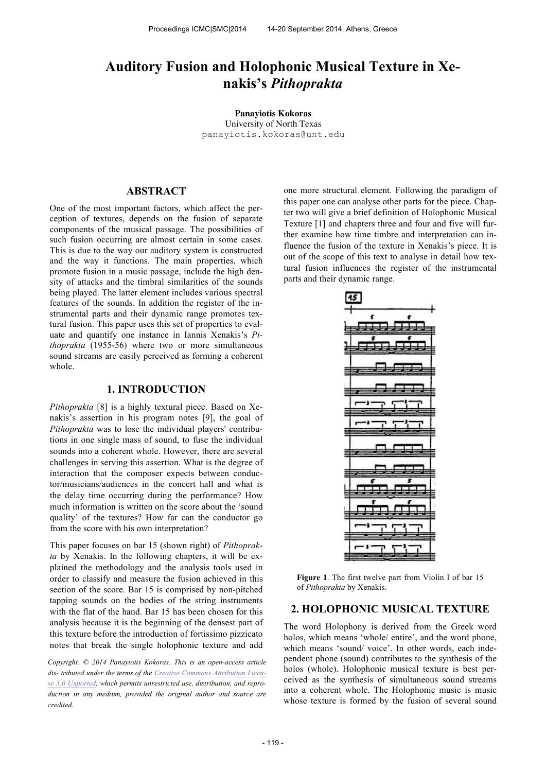# Auditory Fusion and Holophonic Musical Texture in Xenakis's *Pithoprakta*

**Panayiotis Kokoras**
University of North Texas
panayiotis.kokoras@unt.edu

## ABSTRACT

One of the most important factors, which affect the perception of textures, depends on the fusion of separate components of the musical passage. The possibilities of such fusion occurring are almost certain in some cases. This is due to the way our auditory system is constructed and the way it functions. The main properties, which promote fusion in a music passage, include the high density of attacks and the timbral similarities of the sounds being played. The latter element includes various spectral features of the sounds. In addition the register of the instrumental parts and their dynamic range promotes textural fusion. This paper uses this set of properties to evaluate and quantify one instance in Iannis Xenakis's *Pithoprakta* (1955-56) where two or more simultaneous sound streams are easily perceived as forming a coherent whole.

## 1. INTRODUCTION

*Pithoprakta* [8] is a highly textural piece. Based on Xenakis's assertion in his program notes [9], the goal of *Pithoprakta* was to lose the individual players' contributions in one single mass of sound, to fuse the individual sounds into a coherent whole. However, there are several challenges in serving this assertion. What is the degree of interaction that the composer expects between conductor/musicians/audiences in the concert hall and what is the delay time occurring during the performance? How much information is written on the score about the 'sound quality' of the textures? How far can the conductor go from the score with his own interpretation?

This paper focuses on bar 15 (shown right) of *Pithoprakta* by Xenakis. In the following chapters, it will be explained the methodology and the analysis tools used in order to classify and measure the fusion achieved in this section of the score. Bar 15 is comprised by non-pitched tapping sounds on the bodies of the string instruments with the flat of the hand. Bar 15 has been chosen for this analysis because it is the beginning of the densest part of this texture before the introduction of fortissimo pizzicato notes that break the single holophonic texture and add one more structural element. Following the paradigm of this paper one can analyse other parts for the piece. Chapter two will give a brief definition of Holophonic Musical Texture [1] and chapters three and four and five will further examine how time timbre and interpretation can influence the fusion of the texture in Xenakis's piece. It is out of the scope of this text to analyse in detail how textural fusion influences the register of the instrumental parts and their dynamic range.

*Copyright: © 2014 Panayiotis Kokoras. This is an open-access article dis- tributed under the terms of the Creative Commons Attribution License 3.0 Unported, which permits unrestricted use, distribution, and reproduction in any medium, provided the original author and source are credited.*

**Figure 1**. The first twelve part from Violin I of bar 15 of *Pithoprakta* by Xenakis.

## 2. HOLOPHONIC MUSICAL TEXTURE

The word Holophony is derived from the Greek word holos, which means 'whole/ entire', and the word phone, which means 'sound/ voice'. In other words, each independent phone (sound) contributes to the synthesis of the holos (whole). Holophonic musical texture is best perceived as the synthesis of simultaneous sound streams into a coherent whole. The Holophonic music is music whose texture is formed by the fusion of several sound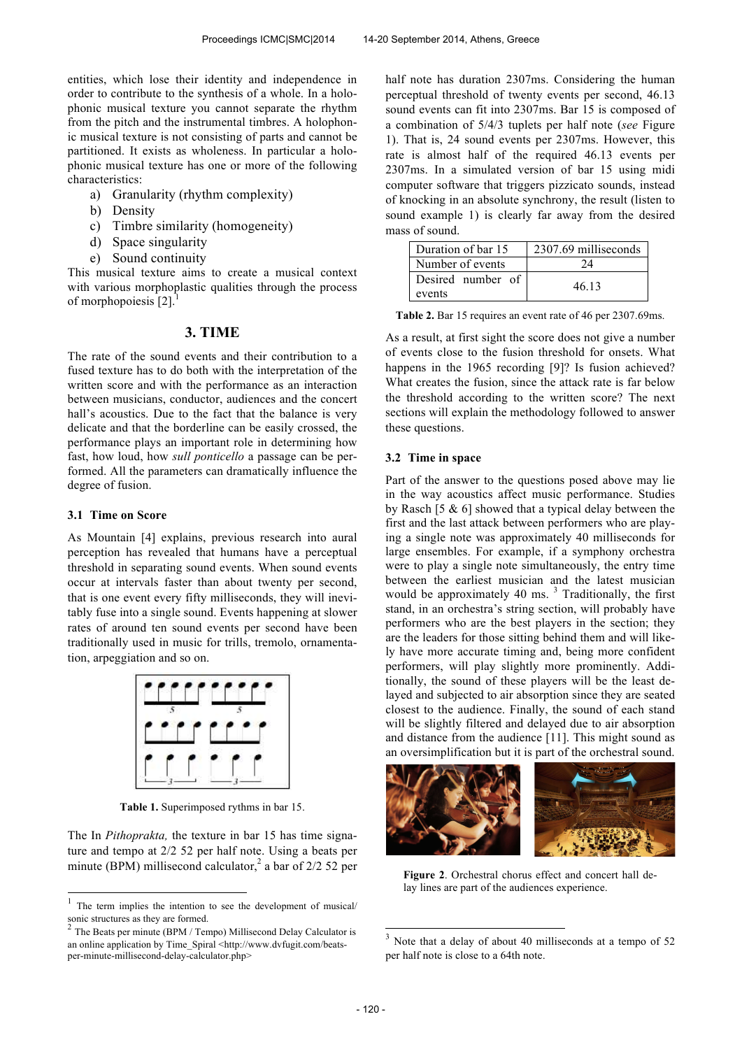entities, which lose their identity and independence in order to contribute to the synthesis of a whole. In a holophonic musical texture you cannot separate the rhythm from the pitch and the instrumental timbres. A holophonic musical texture is not consisting of parts and cannot be partitioned. It exists as wholeness. In particular a holophonic musical texture has one or more of the following characteristics:

a) Granularity (rhythm complexity)
b) Density
c) Timbre similarity (homogeneity)
d) Space singularity
e) Sound continuity

This musical texture aims to create a musical context with various morphoplastic qualities through the process of morphopoiesis [2].[1]

## 3. TIME

The rate of the sound events and their contribution to a fused texture has to do both with the interpretation of the written score and with the performance as an interaction between musicians, conductor, audiences and the concert hall's acoustics. Due to the fact that the balance is very delicate and that the borderline can be easily crossed, the performance plays an important role in determining how fast, how loud, how *sull ponticello* a passage can be performed. All the parameters can dramatically influence the degree of fusion.

### 3.1 Time on Score

As Mountain [4] explains, previous research into aural perception has revealed that humans have a perceptual threshold in separating sound events. When sound events occur at intervals faster than about twenty per second, that is one event every fifty milliseconds, they will inevitably fuse into a single sound. Events happening at slower rates of around ten sound events per second have been traditionally used in music for trills, tremolo, ornamentation, arpeggiation and so on.

**Table 1.** Superimposed rythms in bar 15.

The In *Pithoprakta,* the texture in bar 15 has time signature and tempo at 2/2 52 per half note. Using a beats per minute (BPM) millisecond calculator,[2] a bar of 2/2 52 per half note has duration 2307ms. Considering the human perceptual threshold of twenty events per second, 46.13 sound events can fit into 2307ms. Bar 15 is composed of a combination of 5/4/3 tuplets per half note (*see* Figure 1). That is, 24 sound events per 2307ms. However, this rate is almost half of the required 46.13 events per 2307ms. In a simulated version of bar 15 using midi computer software that triggers pizzicato sounds, instead of knocking in an absolute synchrony, the result (listen to sound example 1) is clearly far away from the desired mass of sound.

| Duration of bar 15 | 2307.69 milliseconds |
|---|---|
| Number of events | 24 |
| Desired number of events | 46.13 |

**Table 2.** Bar 15 requires an event rate of 46 per 2307.69ms.

As a result, at first sight the score does not give a number of events close to the fusion threshold for onsets. What happens in the 1965 recording [9]? Is fusion achieved? What creates the fusion, since the attack rate is far below the threshold according to the written score? The next sections will explain the methodology followed to answer these questions.

### 3.2 Time in space

Part of the answer to the questions posed above may lie in the way acoustics affect music performance. Studies by Rasch [5 & 6] showed that a typical delay between the first and the last attack between performers who are playing a single note was approximately 40 milliseconds for large ensembles. For example, if a symphony orchestra were to play a single note simultaneously, the entry time between the earliest musician and the latest musician would be approximately 40 ms. [3] Traditionally, the first stand, in an orchestra's string section, will probably have performers who are the best players in the section; they are the leaders for those sitting behind them and will likely have more accurate timing and, being more confident performers, will play slightly more prominently. Additionally, the sound of these players will be the least delayed and subjected to air absorption since they are seated closest to the audience. Finally, the sound of each stand will be slightly filtered and delayed due to air absorption and distance from the audience [11]. This might sound as an oversimplification but it is part of the orchestral sound.

**Figure 2**. Orchestral chorus effect and concert hall delay lines are part of the audiences experience.

---

[1] The term implies the intention to see the development of musical/sonic structures as they are formed.

[2] The Beats per minute (BPM / Tempo) Millisecond Delay Calculator is an online application by Time_Spiral <http://www.dvfugit.com/beats-per-minute-millisecond-delay-calculator.php>

[3] Note that a delay of about 40 milliseconds at a tempo of 52 per half note is close to a 64th note.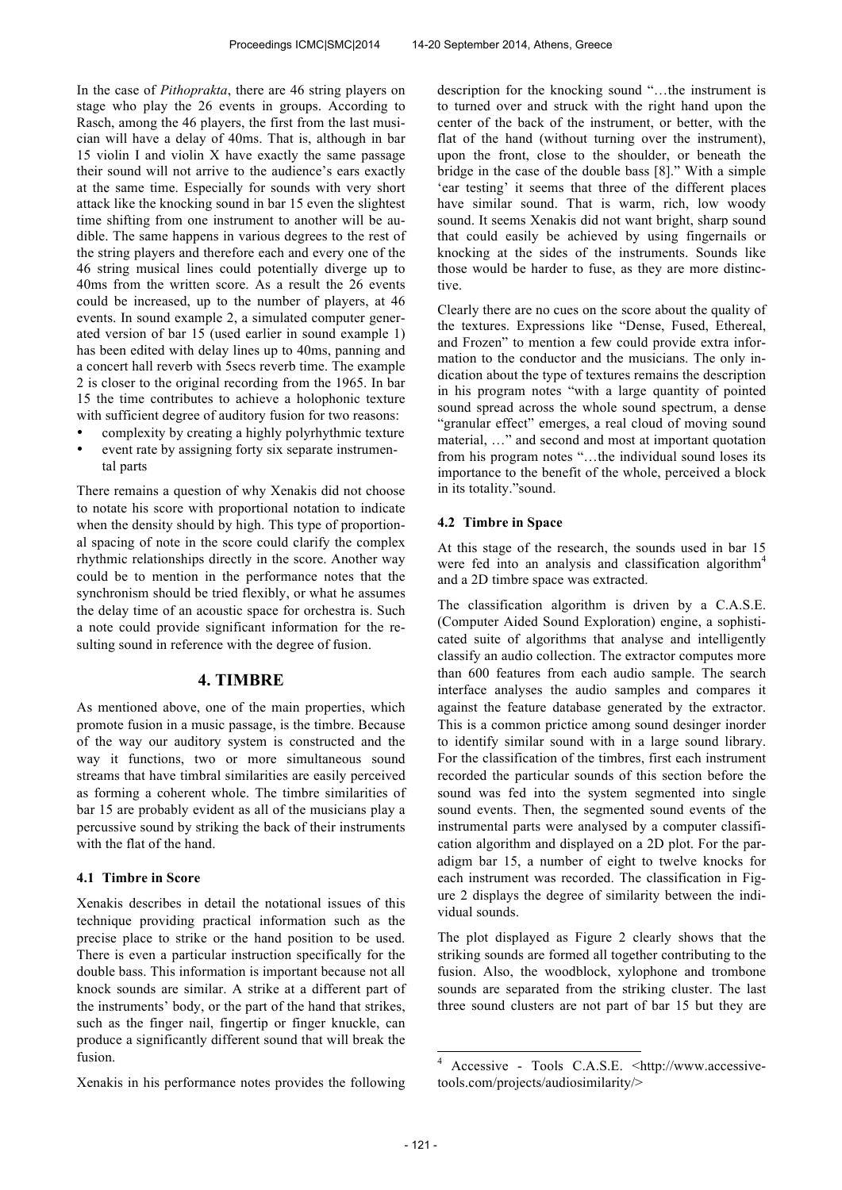In the case of *Pithoprakta*, there are 46 string players on stage who play the 26 events in groups. According to Rasch, among the 46 players, the first from the last musician will have a delay of 40ms. That is, although in bar 15 violin I and violin X have exactly the same passage their sound will not arrive to the audience's ears exactly at the same time. Especially for sounds with very short attack like the knocking sound in bar 15 even the slightest time shifting from one instrument to another will be audible. The same happens in various degrees to the rest of the string players and therefore each and every one of the 46 string musical lines could potentially diverge up to 40ms from the written score. As a result the 26 events could be increased, up to the number of players, at 46 events. In sound example 2, a simulated computer generated version of bar 15 (used earlier in sound example 1) has been edited with delay lines up to 40ms, panning and a concert hall reverb with 5secs reverb time. The example 2 is closer to the original recording from the 1965. In bar 15 the time contributes to achieve a holophonic texture with sufficient degree of auditory fusion for two reasons:

- complexity by creating a highly polyrhythmic texture
- event rate by assigning forty six separate instrumental parts

There remains a question of why Xenakis did not choose to notate his score with proportional notation to indicate when the density should by high. This type of proportional spacing of note in the score could clarify the complex rhythmic relationships directly in the score. Another way could be to mention in the performance notes that the synchronism should be tried flexibly, or what he assumes the delay time of an acoustic space for orchestra is. Such a note could provide significant information for the resulting sound in reference with the degree of fusion.

# 4. TIMBRE

As mentioned above, one of the main properties, which promote fusion in a music passage, is the timbre. Because of the way our auditory system is constructed and the way it functions, two or more simultaneous sound streams that have timbral similarities are easily perceived as forming a coherent whole. The timbre similarities of bar 15 are probably evident as all of the musicians play a percussive sound by striking the back of their instruments with the flat of the hand.

## 4.1 Timbre in Score

Xenakis describes in detail the notational issues of this technique providing practical information such as the precise place to strike or the hand position to be used. There is even a particular instruction specifically for the double bass. This information is important because not all knock sounds are similar. A strike at a different part of the instruments' body, or the part of the hand that strikes, such as the finger nail, fingertip or finger knuckle, can produce a significantly different sound that will break the fusion.

Xenakis in his performance notes provides the following description for the knocking sound "…the instrument is to turned over and struck with the right hand upon the center of the back of the instrument, or better, with the flat of the hand (without turning over the instrument), upon the front, close to the shoulder, or beneath the bridge in the case of the double bass [8]." With a simple 'ear testing' it seems that three of the different places have similar sound. That is warm, rich, low woody sound. It seems Xenakis did not want bright, sharp sound that could easily be achieved by using fingernails or knocking at the sides of the instruments. Sounds like those would be harder to fuse, as they are more distinctive.

Clearly there are no cues on the score about the quality of the textures. Expressions like "Dense, Fused, Ethereal, and Frozen" to mention a few could provide extra information to the conductor and the musicians. The only indication about the type of textures remains the description in his program notes "with a large quantity of pointed sound spread across the whole sound spectrum, a dense "granular effect" emerges, a real cloud of moving sound material, …" and second and most at important quotation from his program notes "…the individual sound loses its importance to the benefit of the whole, perceived a block in its totality."sound.

## 4.2 Timbre in Space

At this stage of the research, the sounds used in bar 15 were fed into an analysis and classification algorithm[4] and a 2D timbre space was extracted.

The classification algorithm is driven by a C.A.S.E. (Computer Aided Sound Exploration) engine, a sophisticated suite of algorithms that analyse and intelligently classify an audio collection. The extractor computes more than 600 features from each audio sample. The search interface analyses the audio samples and compares it against the feature database generated by the extractor. This is a common prictice among sound desinger inorder to identify similar sound with in a large sound library. For the classification of the timbres, first each instrument recorded the particular sounds of this section before the sound was fed into the system segmented into single sound events. Then, the segmented sound events of the instrumental parts were analysed by a computer classification algorithm and displayed on a 2D plot. For the paradigm bar 15, a number of eight to twelve knocks for each instrument was recorded. The classification in Figure 2 displays the degree of similarity between the individual sounds.

The plot displayed as Figure 2 clearly shows that the striking sounds are formed all together contributing to the fusion. Also, the woodblock, xylophone and trombone sounds are separated from the striking cluster. The last three sound clusters are not part of bar 15 but they are

[4] Accessive - Tools C.A.S.E. <http://www.accessive-tools.com/projects/audiosimilarity/>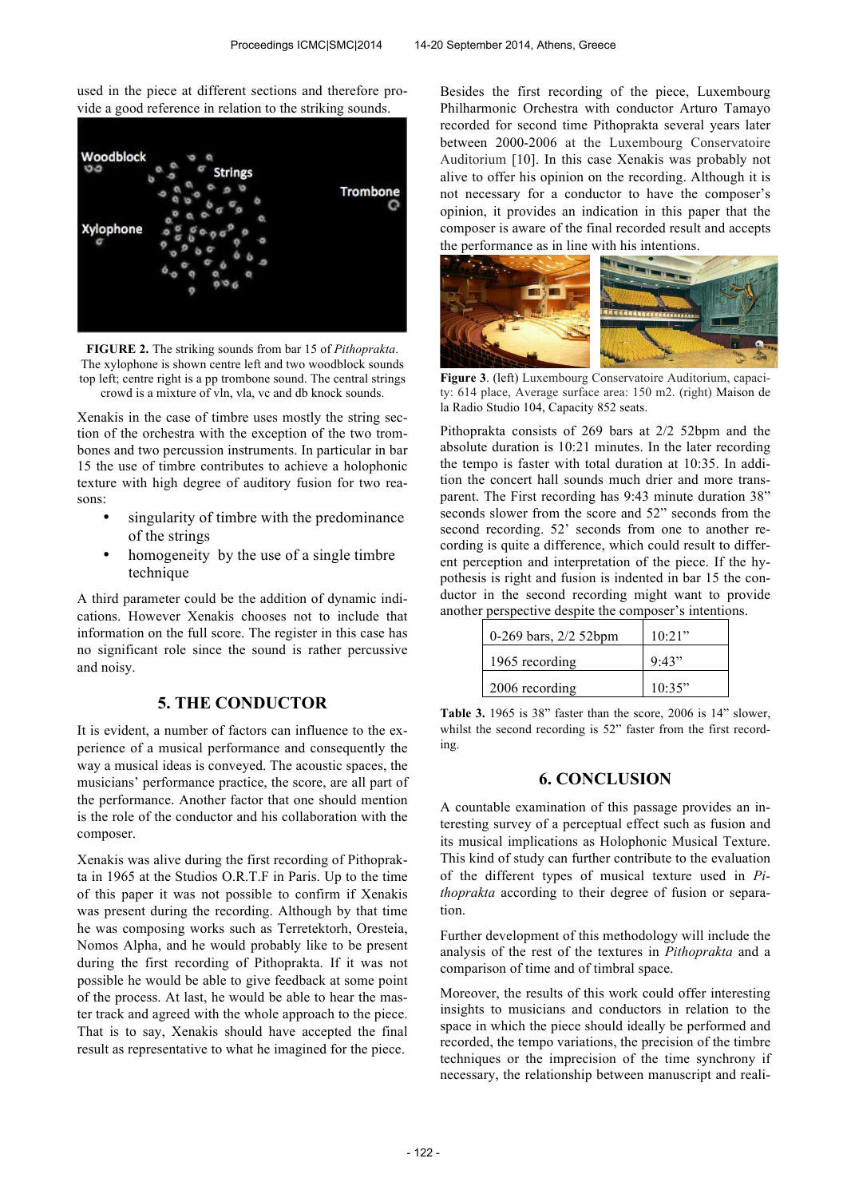used in the piece at different sections and therefore provide a good reference in relation to the striking sounds.

**FIGURE 2.** The striking sounds from bar 15 of *Pithoprakta*. The xylophone is shown centre left and two woodblock sounds top left; centre right is a pp trombone sound. The central strings crowd is a mixture of vln, vla, vc and db knock sounds.

Xenakis in the case of timbre uses mostly the string section of the orchestra with the exception of the two trombones and two percussion instruments. In particular in bar 15 the use of timbre contributes to achieve a holophonic texture with high degree of auditory fusion for two reasons:

- singularity of timbre with the predominance of the strings
- homogeneity by the use of a single timbre technique

A third parameter could be the addition of dynamic indications. However Xenakis chooses not to include that information on the full score. The register in this case has no significant role since the sound is rather percussive and noisy.

## 5. THE CONDUCTOR

It is evident, a number of factors can influence to the experience of a musical performance and consequently the way a musical ideas is conveyed. The acoustic spaces, the musicians' performance practice, the score, are all part of the performance. Another factor that one should mention is the role of the conductor and his collaboration with the composer.

Xenakis was alive during the first recording of Pithoprakta in 1965 at the Studios O.R.T.F in Paris. Up to the time of this paper it was not possible to confirm if Xenakis was present during the recording. Although by that time he was composing works such as Terretektorh, Oresteia, Nomos Alpha, and he would probably like to be present during the first recording of Pithoprakta. If it was not possible he would be able to give feedback at some point of the process. At last, he would be able to hear the master track and agreed with the whole approach to the piece. That is to say, Xenakis should have accepted the final result as representative to what he imagined for the piece.

Besides the first recording of the piece, Luxembourg Philharmonic Orchestra with conductor Arturo Tamayo recorded for second time Pithoprakta several years later between 2000-2006 at the Luxembourg Conservatoire Auditorium [10]. In this case Xenakis was probably not alive to offer his opinion on the recording. Although it is not necessary for a conductor to have the composer's opinion, it provides an indication in this paper that the composer is aware of the final recorded result and accepts the performance as in line with his intentions.

**Figure 3**. (left) Luxembourg Conservatoire Auditorium, capacity: 614 place, Average surface area: 150 m2. (right) Maison de la Radio Studio 104, Capacity 852 seats.

Pithoprakta consists of 269 bars at 2/2 52bpm and the absolute duration is 10:21 minutes. In the later recording the tempo is faster with total duration at 10:35. In addition the concert hall sounds much drier and more transparent. The First recording has 9:43 minute duration 38" seconds slower from the score and 52" seconds from the second recording. 52' seconds from one to another recording is quite a difference, which could result to different perception and interpretation of the piece. If the hypothesis is right and fusion is indented in bar 15 the conductor in the second recording might want to provide another perspective despite the composer's intentions.

| 0-269 bars, 2/2 52bpm | 10:21" |
|---|---|
| 1965 recording | 9:43" |
| 2006 recording | 10:35" |

**Table 3.** 1965 is 38" faster than the score, 2006 is 14" slower, whilst the second recording is 52" faster from the first recording.

## 6. CONCLUSION

A countable examination of this passage provides an interesting survey of a perceptual effect such as fusion and its musical implications as Holophonic Musical Texture. This kind of study can further contribute to the evaluation of the different types of musical texture used in *Pithoprakta* according to their degree of fusion or separation.

Further development of this methodology will include the analysis of the rest of the textures in *Pithoprakta* and a comparison of time and of timbral space.

Moreover, the results of this work could offer interesting insights to musicians and conductors in relation to the space in which the piece should ideally be performed and recorded, the tempo variations, the precision of the timbre techniques or the imprecision of the time synchrony if necessary, the relationship between manuscript and reali-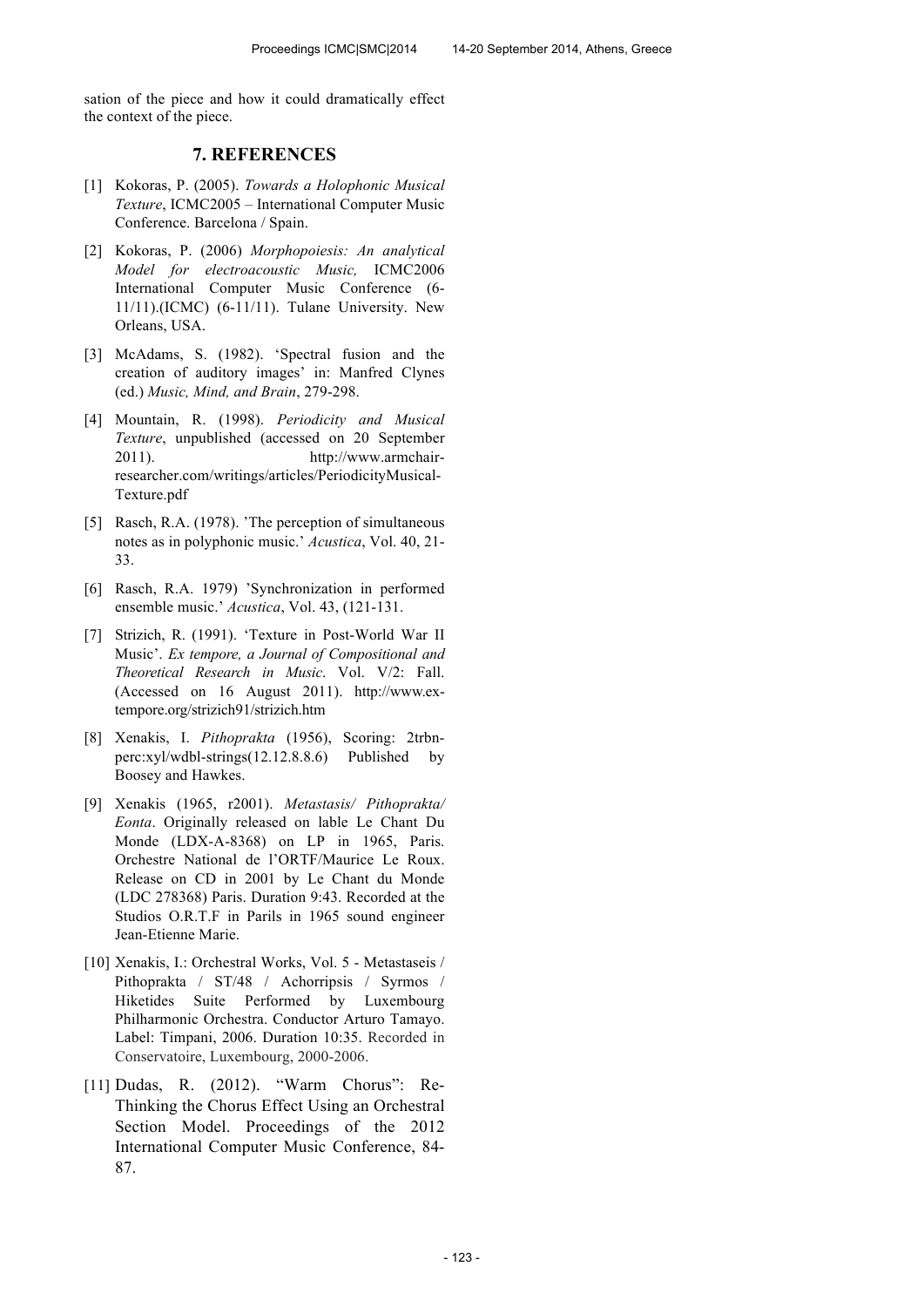sation of the piece and how it could dramatically effect the context of the piece.

## 7. REFERENCES

[1] Kokoras, P. (2005). *Towards a Holophonic Musical Texture*, ICMC2005 – International Computer Music Conference. Barcelona / Spain.

[2] Kokoras, P. (2006) *Morphopoiesis: An analytical Model for electroacoustic Music,* ICMC2006 International Computer Music Conference (6-11/11).(ICMC) (6-11/11). Tulane University. New Orleans, USA.

[3] McAdams, S. (1982). 'Spectral fusion and the creation of auditory images' in: Manfred Clynes (ed.) *Music, Mind, and Brain*, 279-298.

[4] Mountain, R. (1998). *Periodicity and Musical Texture*, unpublished (accessed on 20 September 2011). http://www.armchair-researcher.com/writings/articles/PeriodicityMusical-Texture.pdf

[5] Rasch, R.A. (1978). 'The perception of simultaneous notes as in polyphonic music.' *Acustica*, Vol. 40, 21-33.

[6] Rasch, R.A. 1979) 'Synchronization in performed ensemble music.' *Acustica*, Vol. 43, (121-131.

[7] Strizich, R. (1991). 'Texture in Post-World War II Music'. *Ex tempore, a Journal of Compositional and Theoretical Research in Music*. Vol. V/2: Fall. (Accessed on 16 August 2011). http://www.ex-tempore.org/strizich91/strizich.htm

[8] Xenakis, I. *Pithoprakta* (1956), Scoring: 2trbn-perc:xyl/wdbl-strings(12.12.8.8.6) Published by Boosey and Hawkes.

[9] Xenakis (1965, r2001). *Metastasis/ Pithoprakta/ Eonta*. Originally released on lable Le Chant Du Monde (LDX-A-8368) on LP in 1965, Paris. Orchestre National de l'ORTF/Maurice Le Roux. Release on CD in 2001 by Le Chant du Monde (LDC 278368) Paris. Duration 9:43. Recorded at the Studios O.R.T.F in Parils in 1965 sound engineer Jean-Etienne Marie.

[10] Xenakis, I.: Orchestral Works, Vol. 5 - Metastaseis / Pithoprakta / ST/48 / Achorripsis / Syrmos / Hiketides Suite Performed by Luxembourg Philharmonic Orchestra. Conductor Arturo Tamayo. Label: Timpani, 2006. Duration 10:35. Recorded in Conservatoire, Luxembourg, 2000-2006.

[11] Dudas, R. (2012). "Warm Chorus": Re-Thinking the Chorus Effect Using an Orchestral Section Model. Proceedings of the 2012 International Computer Music Conference, 84-87.